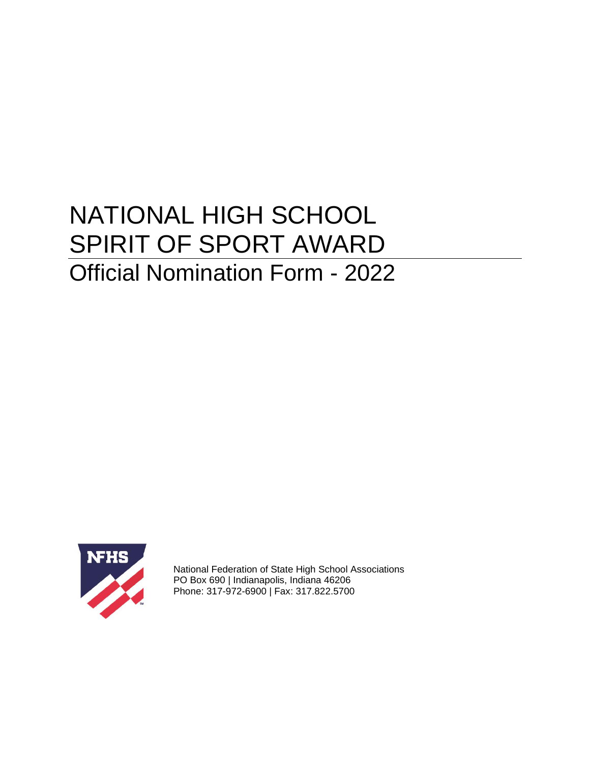# NATIONAL HIGH SCHOOL SPIRIT OF SPORT AWARD

## Official Nomination Form - 2022

National Federation of State High School Associations
PO Box 690 | Indianapolis, Indiana 46206
Phone: 317-972-6900 | Fax: 317.822.5700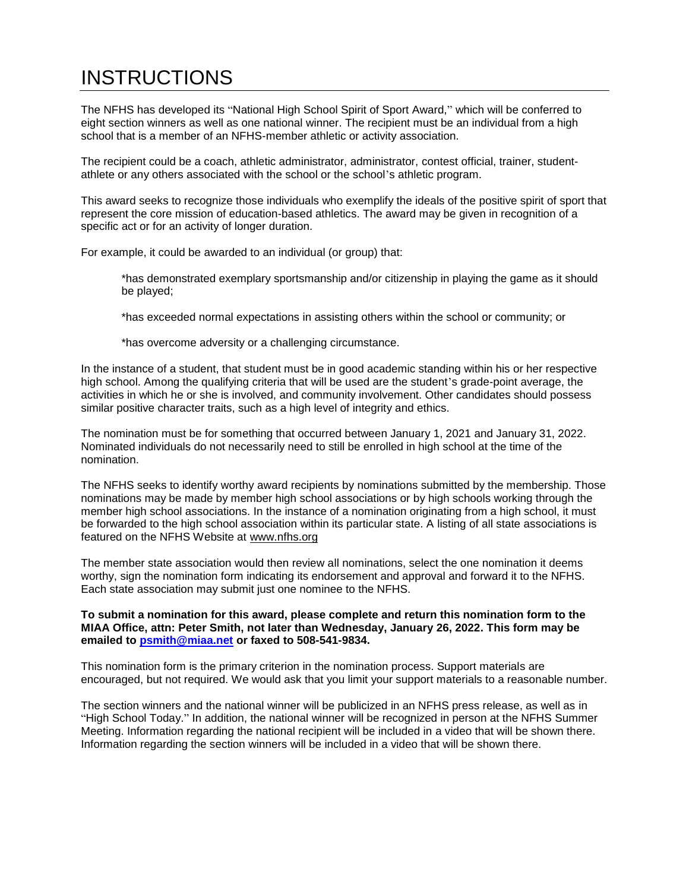# INSTRUCTIONS

The NFHS has developed its "National High School Spirit of Sport Award," which will be conferred to eight section winners as well as one national winner. The recipient must be an individual from a high school that is a member of an NFHS-member athletic or activity association.

The recipient could be a coach, athletic administrator, administrator, contest official, trainer, student-athlete or any others associated with the school or the school's athletic program.

This award seeks to recognize those individuals who exemplify the ideals of the positive spirit of sport that represent the core mission of education-based athletics. The award may be given in recognition of a specific act or for an activity of longer duration.

For example, it could be awarded to an individual (or group) that:

*has demonstrated exemplary sportsmanship and/or citizenship in playing the game as it should be played;

*has exceeded normal expectations in assisting others within the school or community; or

*has overcome adversity or a challenging circumstance.

In the instance of a student, that student must be in good academic standing within his or her respective high school. Among the qualifying criteria that will be used are the student's grade-point average, the activities in which he or she is involved, and community involvement. Other candidates should possess similar positive character traits, such as a high level of integrity and ethics.

The nomination must be for something that occurred between January 1, 2021 and January 31, 2022. Nominated individuals do not necessarily need to still be enrolled in high school at the time of the nomination.

The NFHS seeks to identify worthy award recipients by nominations submitted by the membership. Those nominations may be made by member high school associations or by high schools working through the member high school associations. In the instance of a nomination originating from a high school, it must be forwarded to the high school association within its particular state. A listing of all state associations is featured on the NFHS Website at www.nfhs.org

The member state association would then review all nominations, select the one nomination it deems worthy, sign the nomination form indicating its endorsement and approval and forward it to the NFHS. Each state association may submit just one nominee to the NFHS.

**To submit a nomination for this award, please complete and return this nomination form to the MIAA Office, attn: Peter Smith, not later than Wednesday, January 26, 2022. This form may be emailed to psmith@miaa.net or faxed to 508-541-9834.**

This nomination form is the primary criterion in the nomination process. Support materials are encouraged, but not required. We would ask that you limit your support materials to a reasonable number.

The section winners and the national winner will be publicized in an NFHS press release, as well as in "High School Today." In addition, the national winner will be recognized in person at the NFHS Summer Meeting. Information regarding the national recipient will be included in a video that will be shown there. Information regarding the section winners will be included in a video that will be shown there.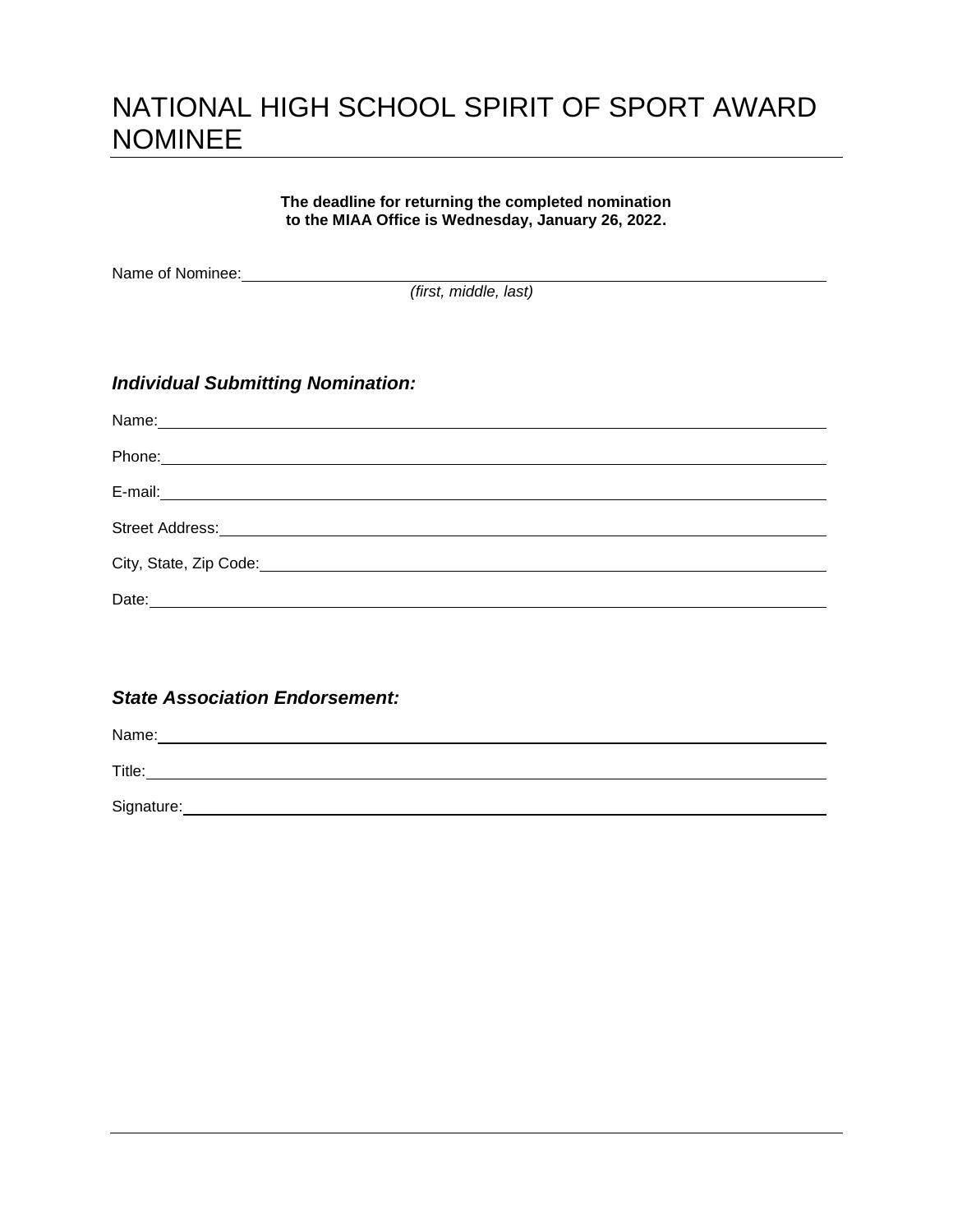# NATIONAL HIGH SCHOOL SPIRIT OF SPORT AWARD NOMINEE

**The deadline for returning the completed nomination to the MIAA Office is Wednesday, January 26, 2022.**

Name of Nominee: ____________________________________________
*(first, middle, last)*

### *Individual Submitting Nomination:*

Name: ____________________________________________

Phone: ____________________________________________

E-mail: ____________________________________________

Street Address: ____________________________________________

City, State, Zip Code: ____________________________________________

Date: ____________________________________________

### *State Association Endorsement:*

Name: ____________________________________________

Title: ____________________________________________

Signature: ____________________________________________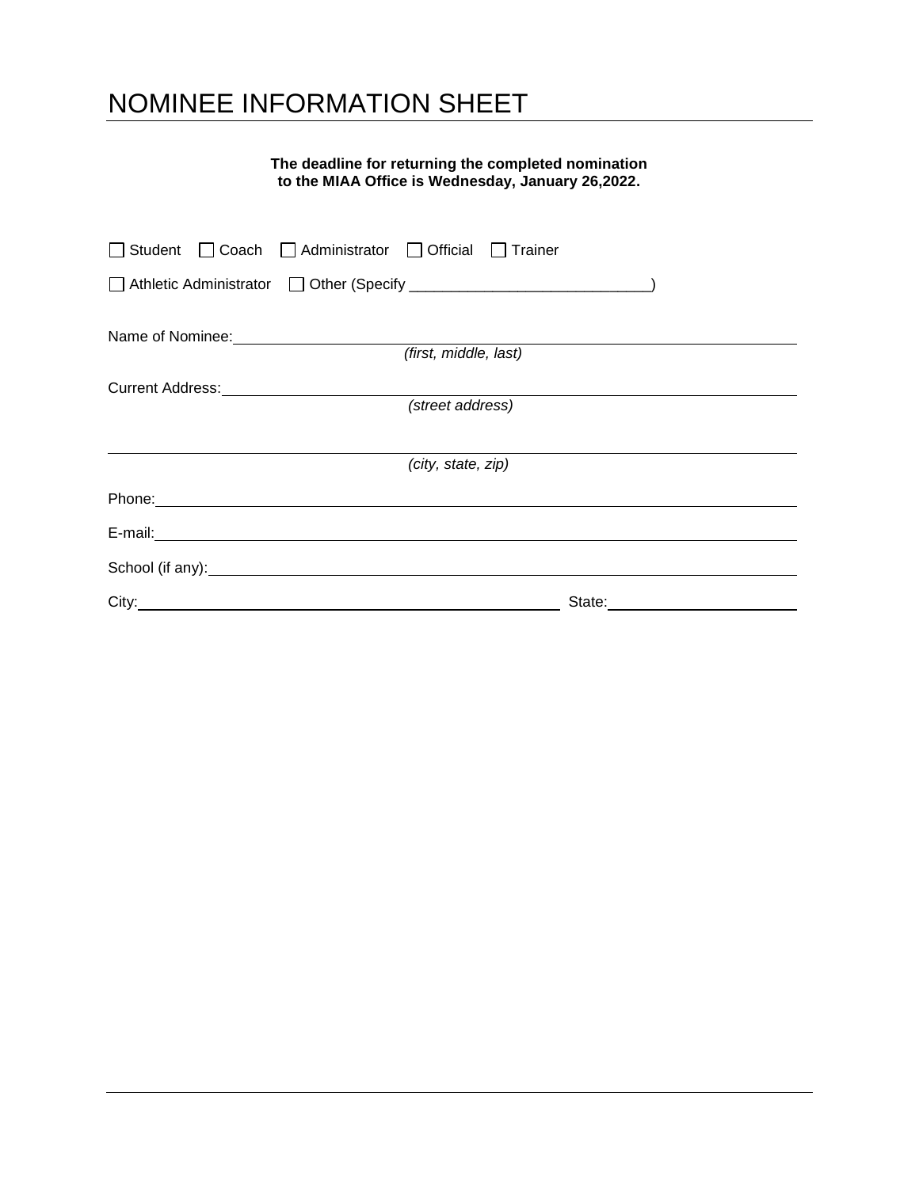# NOMINEE INFORMATION SHEET

**The deadline for returning the completed nomination to the MIAA Office is Wednesday, January 26,2022.**

☐ Student ☐ Coach ☐ Administrator ☐ Official ☐ Trainer

☐ Athletic Administrator ☐ Other (Specify ____________________________)

Name of Nominee: ____________________________________________
*(first, middle, last)*

Current Address: ____________________________________________
*(street address)*

____________________________________________
*(city, state, zip)*

Phone: ____________________________________________

E-mail: ____________________________________________

School (if any): ____________________________________________

City: ______________________________ State: ______________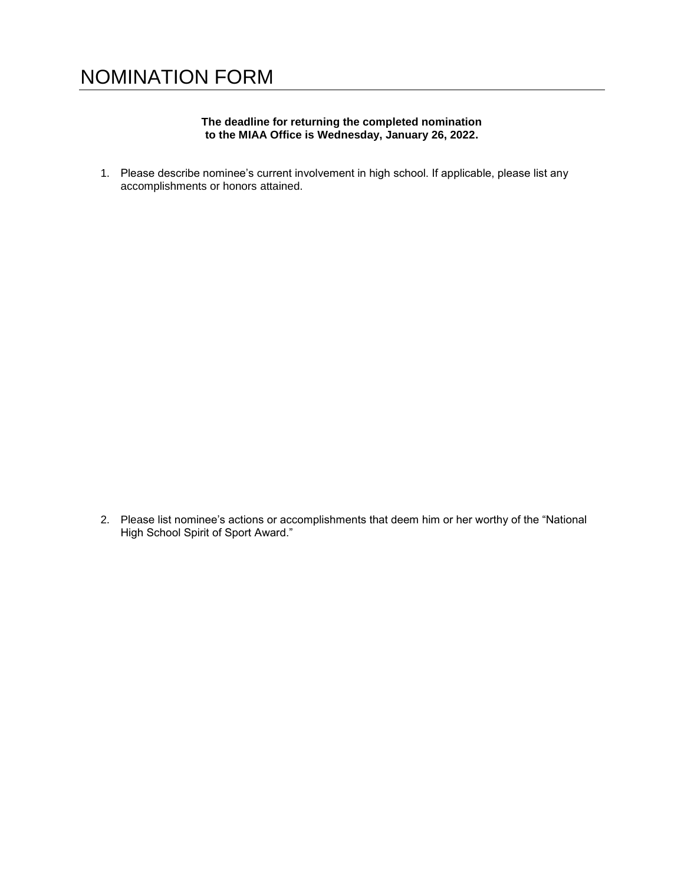# NOMINATION FORM

**The deadline for returning the completed nomination to the MIAA Office is Wednesday, January 26, 2022.**

1. Please describe nominee's current involvement in high school. If applicable, please list any accomplishments or honors attained.

2. Please list nominee's actions or accomplishments that deem him or her worthy of the "National High School Spirit of Sport Award."